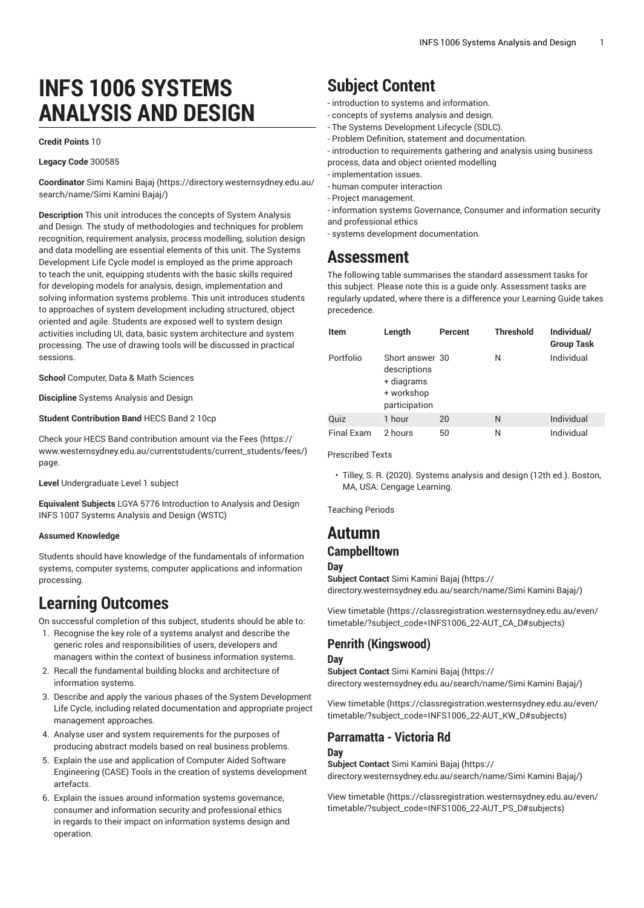# INFS 1006 SYSTEMS ANALYSIS AND DESIGN

**Credit Points** 10

**Legacy Code** 300585

**Coordinator** Simi Kamini Bajaj (https://directory.westernsydney.edu.au/search/name/Simi Kamini Bajaj/)

**Description** This unit introduces the concepts of System Analysis and Design. The study of methodologies and techniques for problem recognition, requirement analysis, process modelling, solution design and data modelling are essential elements of this unit. The Systems Development Life Cycle model is employed as the prime approach to teach the unit, equipping students with the basic skills required for developing models for analysis, design, implementation and solving information systems problems. This unit introduces students to approaches of system development including structured, object oriented and agile. Students are exposed well to system design activities including UI, data, basic system architecture and system processing. The use of drawing tools will be discussed in practical sessions.

**School** Computer, Data & Math Sciences

**Discipline** Systems Analysis and Design

**Student Contribution Band** HECS Band 2 10cp

Check your HECS Band contribution amount via the Fees (https://www.westernsydney.edu.au/currentstudents/current_students/fees/) page.

**Level** Undergraduate Level 1 subject

**Equivalent Subjects** LGYA 5776 Introduction to Analysis and Design INFS 1007 Systems Analysis and Design (WSTC)

**Assumed Knowledge**

Students should have knowledge of the fundamentals of information systems, computer systems, computer applications and information processing.

## Learning Outcomes

On successful completion of this subject, students should be able to:

1. Recognise the key role of a systems analyst and describe the generic roles and responsibilities of users, developers and managers within the context of business information systems.
2. Recall the fundamental building blocks and architecture of information systems.
3. Describe and apply the various phases of the System Development Life Cycle, including related documentation and appropriate project management approaches.
4. Analyse user and system requirements for the purposes of producing abstract models based on real business problems.
5. Explain the use and application of Computer Aided Software Engineering (CASE) Tools in the creation of systems development artefacts.
6. Explain the issues around information systems governance, consumer and information security and professional ethics in regards to their impact on information systems design and operation.

## Subject Content

- introduction to systems and information.
- concepts of systems analysis and design.
- The Systems Development Lifecycle (SDLC).
- Problem Definition, statement and documentation.
- introduction to requirements gathering and analysis using business process, data and object oriented modelling
- implementation issues.
- human computer interaction
- Project management.
- information systems Governance, Consumer and information security and professional ethics
- systems development documentation.

## Assessment

The following table summarises the standard assessment tasks for this subject. Please note this is a guide only. Assessment tasks are regularly updated, where there is a difference your Learning Guide takes precedence.

| Item | Length | Percent | Threshold | Individual/ Group Task |
| --- | --- | --- | --- | --- |
| Portfolio | Short answer descriptions + diagrams + workshop participation | 30 | N | Individual |
| Quiz | 1 hour | 20 | N | Individual |
| Final Exam | 2 hours | 50 | N | Individual |

Prescribed Texts

- Tilley, S. R. (2020). Systems analysis and design (12th ed.). Boston, MA, USA: Cengage Learning.

Teaching Periods

## Autumn

### Campbelltown

#### Day

**Subject Contact** Simi Kamini Bajaj (https://directory.westernsydney.edu.au/search/name/Simi Kamini Bajaj/)

View timetable (https://classregistration.westernsydney.edu.au/even/timetable/?subject_code=INFS1006_22-AUT_CA_D#subjects)

### Penrith (Kingswood)

#### Day

**Subject Contact** Simi Kamini Bajaj (https://directory.westernsydney.edu.au/search/name/Simi Kamini Bajaj/)

View timetable (https://classregistration.westernsydney.edu.au/even/timetable/?subject_code=INFS1006_22-AUT_KW_D#subjects)

### Parramatta - Victoria Rd

#### Day

**Subject Contact** Simi Kamini Bajaj (https://directory.westernsydney.edu.au/search/name/Simi Kamini Bajaj/)

View timetable (https://classregistration.westernsydney.edu.au/even/timetable/?subject_code=INFS1006_22-AUT_PS_D#subjects)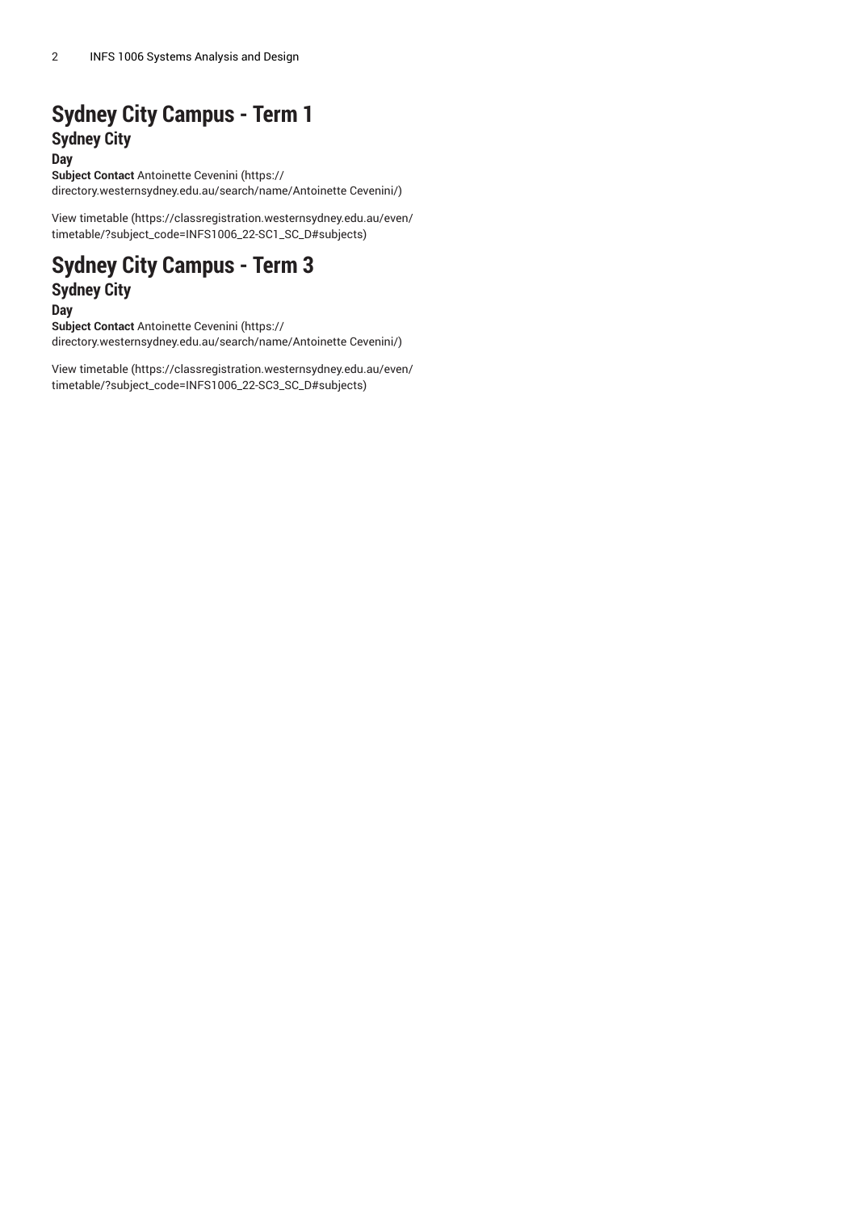## Sydney City Campus - Term 1

### Sydney City

#### Day

**Subject Contact** Antoinette Cevenini (https://directory.westernsydney.edu.au/search/name/Antoinette Cevenini/)

View timetable (https://classregistration.westernsydney.edu.au/even/timetable/?subject_code=INFS1006_22-SC1_SC_D#subjects)

## Sydney City Campus - Term 3

### Sydney City

#### Day

**Subject Contact** Antoinette Cevenini (https://directory.westernsydney.edu.au/search/name/Antoinette Cevenini/)

View timetable (https://classregistration.westernsydney.edu.au/even/timetable/?subject_code=INFS1006_22-SC3_SC_D#subjects)